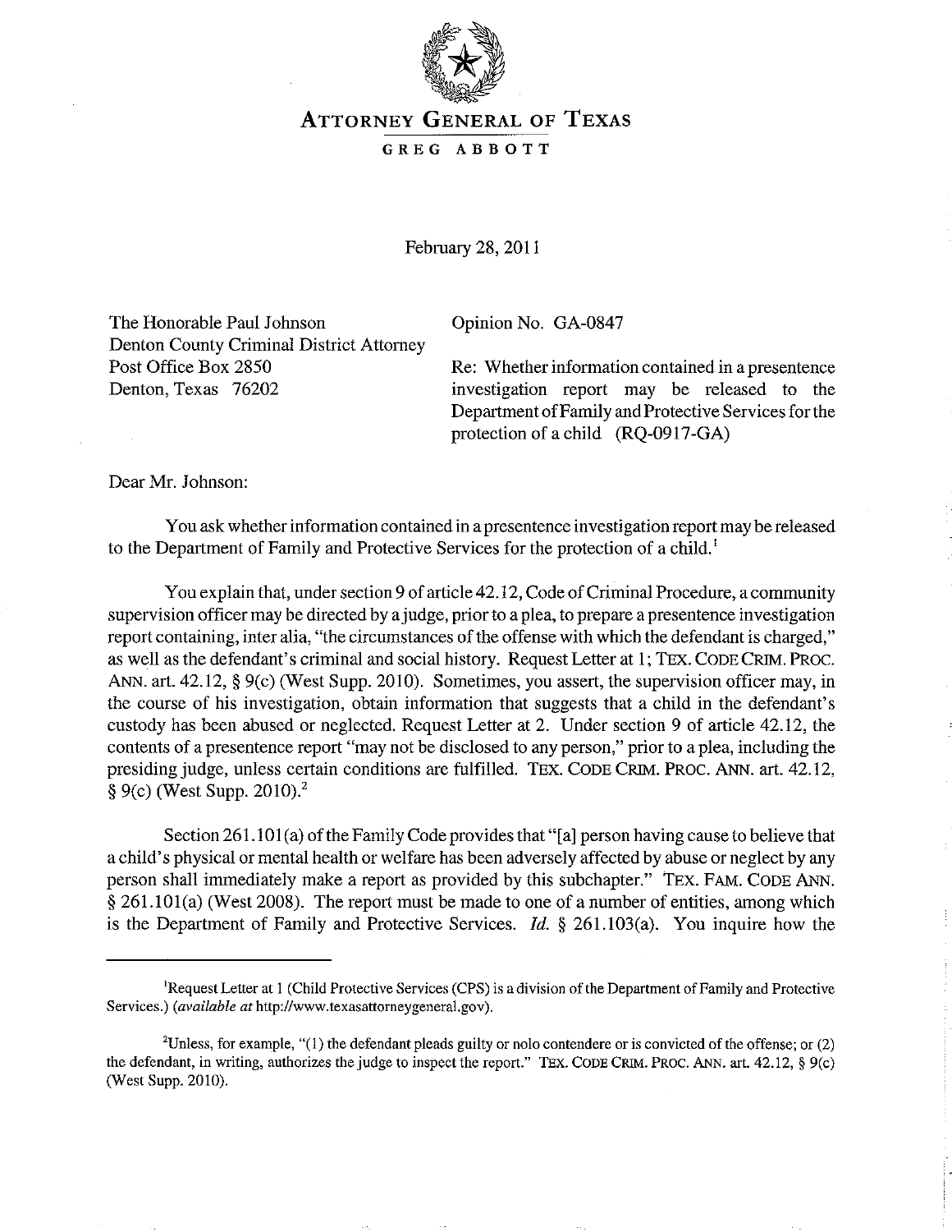# ATTORNEY GENERAL OF TEXAS

GREG ABBOTT

February 28, 2011

The Honorable Paul Johnson
Denton County Criminal District Attorney
Post Office Box 2850
Denton, Texas 76202

Opinion No. GA-0847

Re: Whether information contained in a presentence investigation report may be released to the Department of Family and Protective Services for the protection of a child (RQ-0917-GA)

Dear Mr. Johnson:

You ask whether information contained in a presentence investigation report may be released to the Department of Family and Protective Services for the protection of a child.[1]

You explain that, under section 9 of article 42.12, Code of Criminal Procedure, a community supervision officer may be directed by a judge, prior to a plea, to prepare a presentence investigation report containing, inter alia, "the circumstances of the offense with which the defendant is charged," as well as the defendant's criminal and social history. Request Letter at 1; TEX. CODE CRIM. PROC. ANN. art. 42.12, § 9(c) (West Supp. 2010). Sometimes, you assert, the supervision officer may, in the course of his investigation, obtain information that suggests that a child in the defendant's custody has been abused or neglected. Request Letter at 2. Under section 9 of article 42.12, the contents of a presentence report "may not be disclosed to any person," prior to a plea, including the presiding judge, unless certain conditions are fulfilled. TEX. CODE CRIM. PROC. ANN. art. 42.12, § 9(c) (West Supp. 2010).[2]

Section 261.101(a) of the Family Code provides that "[a] person having cause to believe that a child's physical or mental health or welfare has been adversely affected by abuse or neglect by any person shall immediately make a report as provided by this subchapter." TEX. FAM. CODE ANN. § 261.101(a) (West 2008). The report must be made to one of a number of entities, among which is the Department of Family and Protective Services. *Id.* § 261.103(a). You inquire how the

---

[1]Request Letter at 1 (Child Protective Services (CPS) is a division of the Department of Family and Protective Services.) (*available at* http://www.texasattorneygeneral.gov).

[2]Unless, for example, "(1) the defendant pleads guilty or nolo contendere or is convicted of the offense; or (2) the defendant, in writing, authorizes the judge to inspect the report." TEX. CODE CRIM. PROC. ANN. art. 42.12, § 9(c) (West Supp. 2010).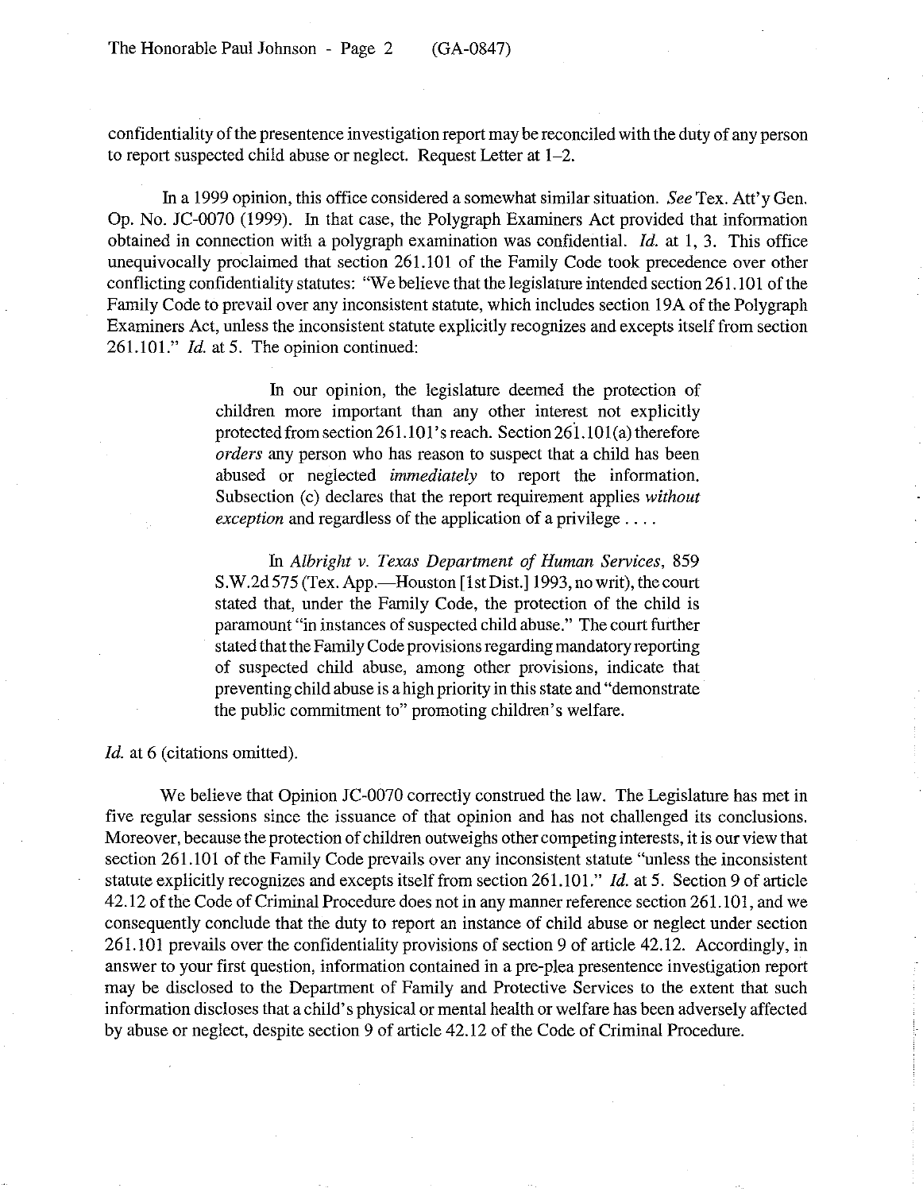confidentiality of the presentence investigation report may be reconciled with the duty of any person to report suspected child abuse or neglect. Request Letter at 1–2.

In a 1999 opinion, this office considered a somewhat similar situation. *See* Tex. Att'y Gen. Op. No. JC-0070 (1999). In that case, the Polygraph Examiners Act provided that information obtained in connection with a polygraph examination was confidential. *Id.* at 1, 3. This office unequivocally proclaimed that section 261.101 of the Family Code took precedence over other conflicting confidentiality statutes: "We believe that the legislature intended section 261.101 of the Family Code to prevail over any inconsistent statute, which includes section 19A of the Polygraph Examiners Act, unless the inconsistent statute explicitly recognizes and excepts itself from section 261.101." *Id.* at 5. The opinion continued:

> In our opinion, the legislature deemed the protection of children more important than any other interest not explicitly protected from section 261.101's reach. Section 261.101(a) therefore *orders* any person who has reason to suspect that a child has been abused or neglected *immediately* to report the information. Subsection (c) declares that the report requirement applies *without exception* and regardless of the application of a privilege . . . .
>
> In *Albright v. Texas Department of Human Services*, 859 S.W.2d 575 (Tex. App.—Houston [1st Dist.] 1993, no writ), the court stated that, under the Family Code, the protection of the child is paramount "in instances of suspected child abuse." The court further stated that the Family Code provisions regarding mandatory reporting of suspected child abuse, among other provisions, indicate that preventing child abuse is a high priority in this state and "demonstrate the public commitment to" promoting children's welfare.

*Id.* at 6 (citations omitted).

We believe that Opinion JC-0070 correctly construed the law. The Legislature has met in five regular sessions since the issuance of that opinion and has not challenged its conclusions. Moreover, because the protection of children outweighs other competing interests, it is our view that section 261.101 of the Family Code prevails over any inconsistent statute "unless the inconsistent statute explicitly recognizes and excepts itself from section 261.101." *Id.* at 5. Section 9 of article 42.12 of the Code of Criminal Procedure does not in any manner reference section 261.101, and we consequently conclude that the duty to report an instance of child abuse or neglect under section 261.101 prevails over the confidentiality provisions of section 9 of article 42.12. Accordingly, in answer to your first question, information contained in a pre-plea presentence investigation report may be disclosed to the Department of Family and Protective Services to the extent that such information discloses that a child's physical or mental health or welfare has been adversely affected by abuse or neglect, despite section 9 of article 42.12 of the Code of Criminal Procedure.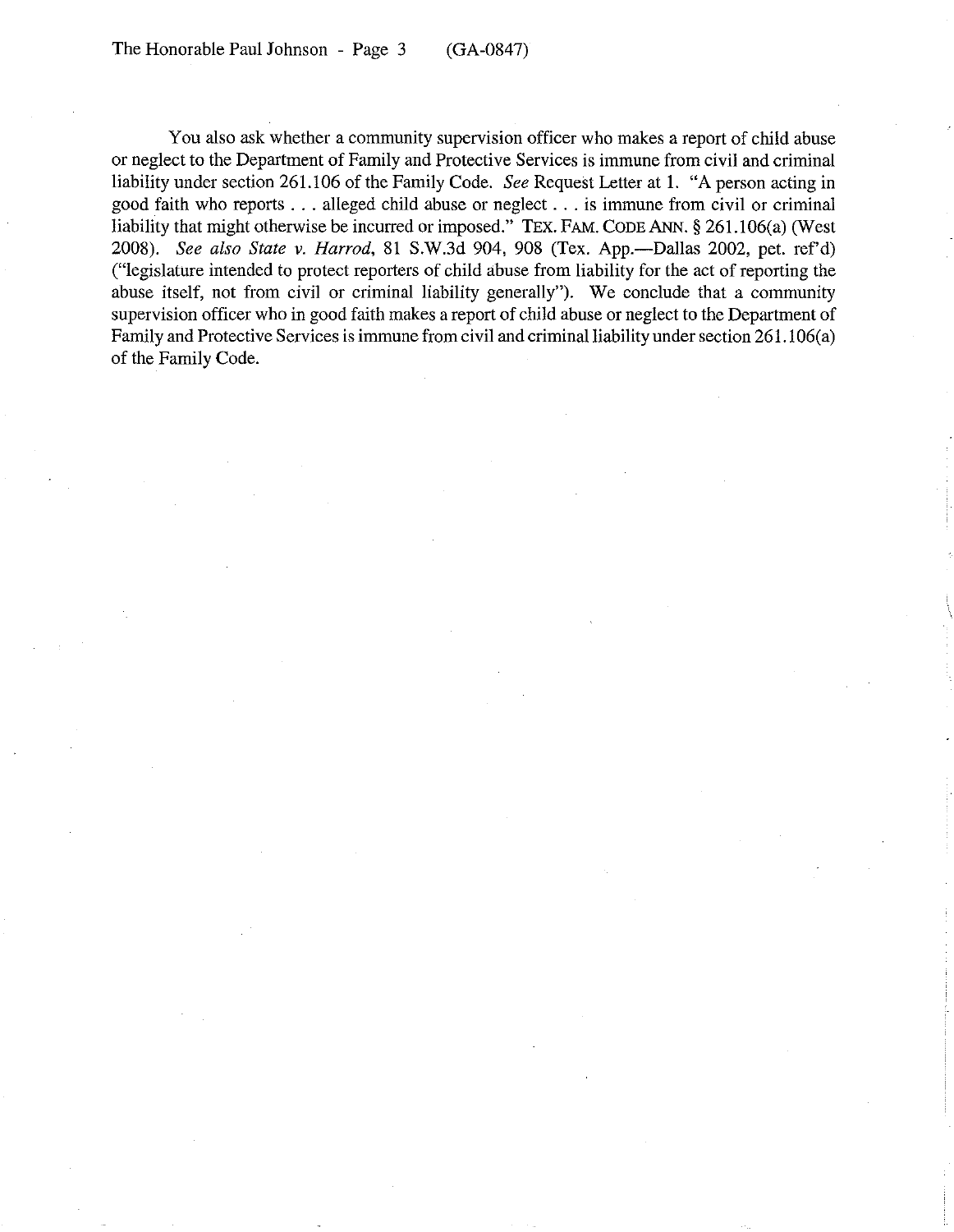You also ask whether a community supervision officer who makes a report of child abuse or neglect to the Department of Family and Protective Services is immune from civil and criminal liability under section 261.106 of the Family Code. *See* Request Letter at 1. "A person acting in good faith who reports . . . alleged child abuse or neglect . . . is immune from civil or criminal liability that might otherwise be incurred or imposed." TEX. FAM. CODE ANN. § 261.106(a) (West 2008). *See also State v. Harrod*, 81 S.W.3d 904, 908 (Tex. App.—Dallas 2002, pet. ref'd) ("legislature intended to protect reporters of child abuse from liability for the act of reporting the abuse itself, not from civil or criminal liability generally"). We conclude that a community supervision officer who in good faith makes a report of child abuse or neglect to the Department of Family and Protective Services is immune from civil and criminal liability under section 261.106(a) of the Family Code.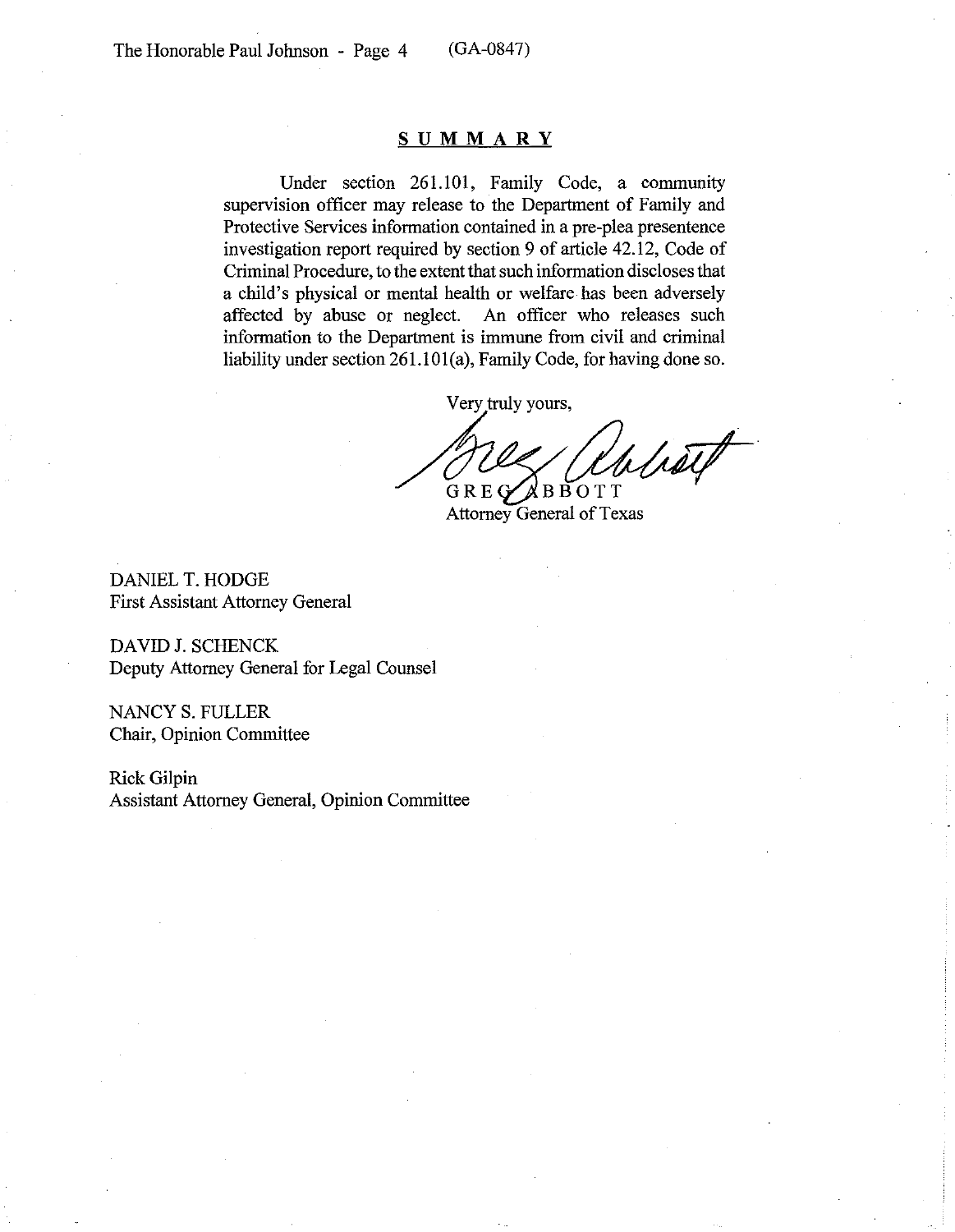## SUMMARY

Under section 261.101, Family Code, a community supervision officer may release to the Department of Family and Protective Services information contained in a pre-plea presentence investigation report required by section 9 of article 42.12, Code of Criminal Procedure, to the extent that such information discloses that a child's physical or mental health or welfare has been adversely affected by abuse or neglect. An officer who releases such information to the Department is immune from civil and criminal liability under section 261.101(a), Family Code, for having done so.

Very truly yours,

GREG ABBOTT
Attorney General of Texas

DANIEL T. HODGE
First Assistant Attorney General

DAVID J. SCHENCK
Deputy Attorney General for Legal Counsel

NANCY S. FULLER
Chair, Opinion Committee

Rick Gilpin
Assistant Attorney General, Opinion Committee